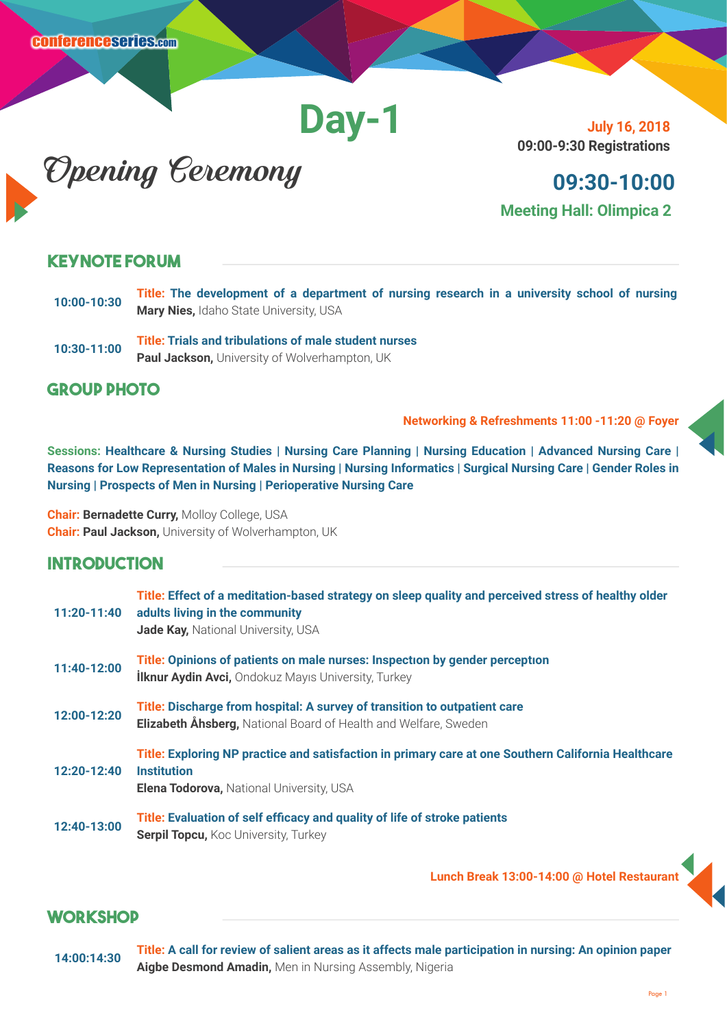conferenceseries.com

# Day-1

**July 16, 2018**
**09:00-9:30 Registrations**

## Opening Ceremony

**09:30-10:00**
**Meeting Hall: Olimpica 2**

## KEYNOTE FORUM

**10:00-10:30**
**Title: The development of a department of nursing research in a university school of nursing**
**Mary Nies,** Idaho State University, USA

**10:30-11:00**
**Title: Trials and tribulations of male student nurses**
**Paul Jackson,** University of Wolverhampton, UK

## GROUP PHOTO

**Networking & Refreshments 11:00 -11:20 @ Foyer**

**Sessions: Healthcare & Nursing Studies | Nursing Care Planning | Nursing Education | Advanced Nursing Care | Reasons for Low Representation of Males in Nursing | Nursing Informatics | Surgical Nursing Care | Gender Roles in Nursing | Prospects of Men in Nursing | Perioperative Nursing Care**

**Chair: Bernadette Curry,** Molloy College, USA
**Chair: Paul Jackson,** University of Wolverhampton, UK

## INTRODUCTION

**11:20-11:40**
**Title: Effect of a meditation-based strategy on sleep quality and perceived stress of healthy older adults living in the community**
**Jade Kay,** National University, USA

**11:40-12:00**
**Title: Opinions of patients on male nurses: Inspectıon by gender perceptıon**
**İlknur Aydin Avci,** Ondokuz Mayıs University, Turkey

**12:00-12:20**
**Title: Discharge from hospital: A survey of transition to outpatient care**
**Elizabeth Åhsberg,** National Board of Health and Welfare, Sweden

**12:20-12:40**
**Title: Exploring NP practice and satisfaction in primary care at one Southern California Healthcare Institution**
**Elena Todorova,** National University, USA

**12:40-13:00**
**Title: Evaluation of self efficacy and quality of life of stroke patients**
**Serpil Topcu,** Koc University, Turkey

**Lunch Break 13:00-14:00 @ Hotel Restaurant**

## WORKSHOP

**14:00:14:30**
**Title: A call for review of salient areas as it affects male participation in nursing: An opinion paper**
**Aigbe Desmond Amadin,** Men in Nursing Assembly, Nigeria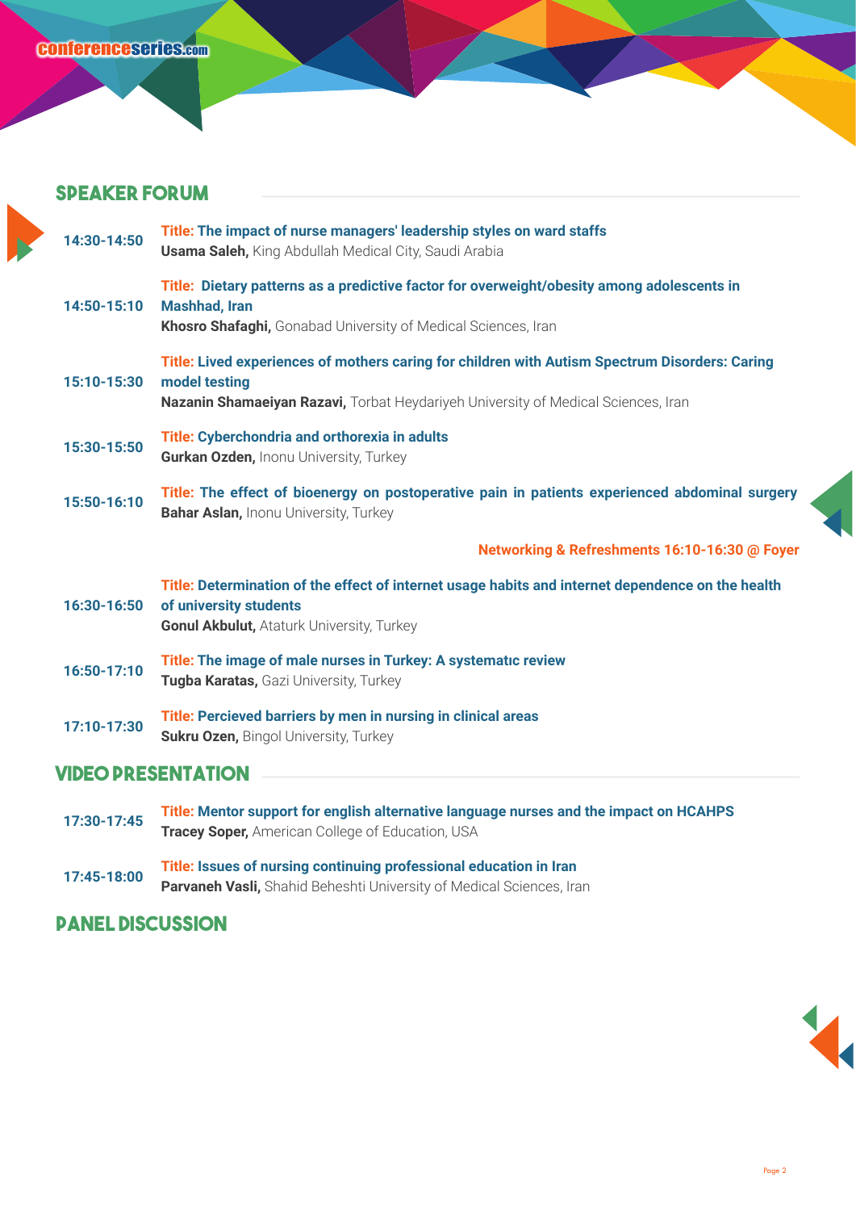## SPEAKER FORUM

**14:30-14:50** — **Title: The impact of nurse managers' leadership styles on ward staffs**
**Usama Saleh,** King Abdullah Medical City, Saudi Arabia

**14:50-15:10** — **Title: Dietary patterns as a predictive factor for overweight/obesity among adolescents in Mashhad, Iran**
**Khosro Shafaghi,** Gonabad University of Medical Sciences, Iran

**15:10-15:30** — **Title: Lived experiences of mothers caring for children with Autism Spectrum Disorders: Caring model testing**
**Nazanin Shamaeiyan Razavi,** Torbat Heydariyeh University of Medical Sciences, Iran

**15:30-15:50** — **Title: Cyberchondria and orthorexia in adults**
**Gurkan Ozden,** Inonu University, Turkey

**15:50-16:10** — **Title: The effect of bioenergy on postoperative pain in patients experienced abdominal surgery**
**Bahar Aslan,** Inonu University, Turkey

**Networking & Refreshments 16:10-16:30 @ Foyer**

**16:30-16:50** — **Title: Determination of the effect of internet usage habits and internet dependence on the health of university students**
**Gonul Akbulut,** Ataturk University, Turkey

**16:50-17:10** — **Title: The image of male nurses in Turkey: A systematıc review**
**Tugba Karatas,** Gazi University, Turkey

**17:10-17:30** — **Title: Percieved barriers by men in nursing in clinical areas**
**Sukru Ozen,** Bingol University, Turkey

## VIDEO PRESENTATION

**17:30-17:45** — **Title: Mentor support for english alternative language nurses and the impact on HCAHPS**
**Tracey Soper,** American College of Education, USA

**17:45-18:00** — **Title: Issues of nursing continuing professional education in Iran**
**Parvaneh Vasli,** Shahid Beheshti University of Medical Sciences, Iran

## PANEL DISCUSSION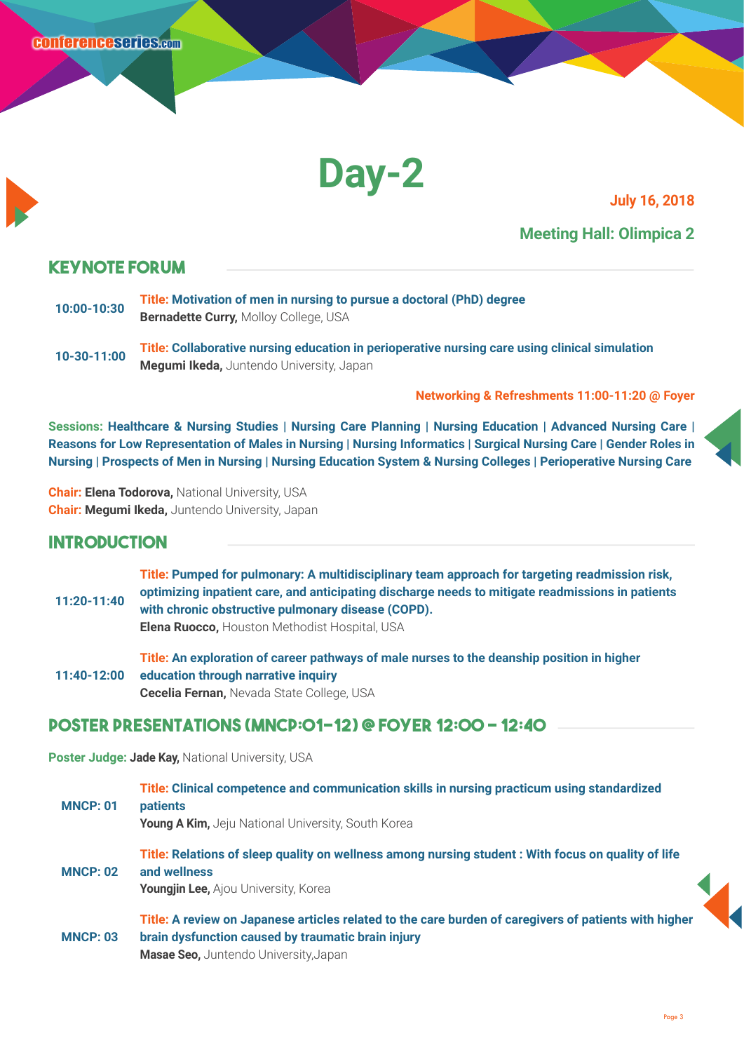# Day-2

**July 16, 2018**

**Meeting Hall: Olimpica 2**

## KEYNOTE FORUM

**10:00-10:30**
**Title: Motivation of men in nursing to pursue a doctoral (PhD) degree**
**Bernadette Curry,** Molloy College, USA

**10-30-11:00**
**Title: Collaborative nursing education in perioperative nursing care using clinical simulation**
**Megumi Ikeda,** Juntendo University, Japan

**Networking & Refreshments 11:00-11:20 @ Foyer**

**Sessions: Healthcare & Nursing Studies | Nursing Care Planning | Nursing Education | Advanced Nursing Care | Reasons for Low Representation of Males in Nursing | Nursing Informatics | Surgical Nursing Care | Gender Roles in Nursing | Prospects of Men in Nursing | Nursing Education System & Nursing Colleges | Perioperative Nursing Care**

**Chair: Elena Todorova,** National University, USA
**Chair: Megumi Ikeda,** Juntendo University, Japan

## INTRODUCTION

**11:20-11:40**
**Title: Pumped for pulmonary: A multidisciplinary team approach for targeting readmission risk, optimizing inpatient care, and anticipating discharge needs to mitigate readmissions in patients with chronic obstructive pulmonary disease (COPD).**
**Elena Ruocco,** Houston Methodist Hospital, USA

**11:40-12:00**
**Title: An exploration of career pathways of male nurses to the deanship position in higher education through narrative inquiry**
**Cecelia Fernan,** Nevada State College, USA

## POSTER PRESENTATIONS (MNCP:01-12) @ FOYER 12:00 - 12:40

**Poster Judge: Jade Kay,** National University, USA

**MNCP: 01**
**Title: Clinical competence and communication skills in nursing practicum using standardized patients**
**Young A Kim,** Jeju National University, South Korea

**MNCP: 02**
**Title: Relations of sleep quality on wellness among nursing student : With focus on quality of life and wellness**
**Youngjin Lee,** Ajou University, Korea

**MNCP: 03**
**Title: A review on Japanese articles related to the care burden of caregivers of patients with higher brain dysfunction caused by traumatic brain injury**
**Masae Seo,** Juntendo University,Japan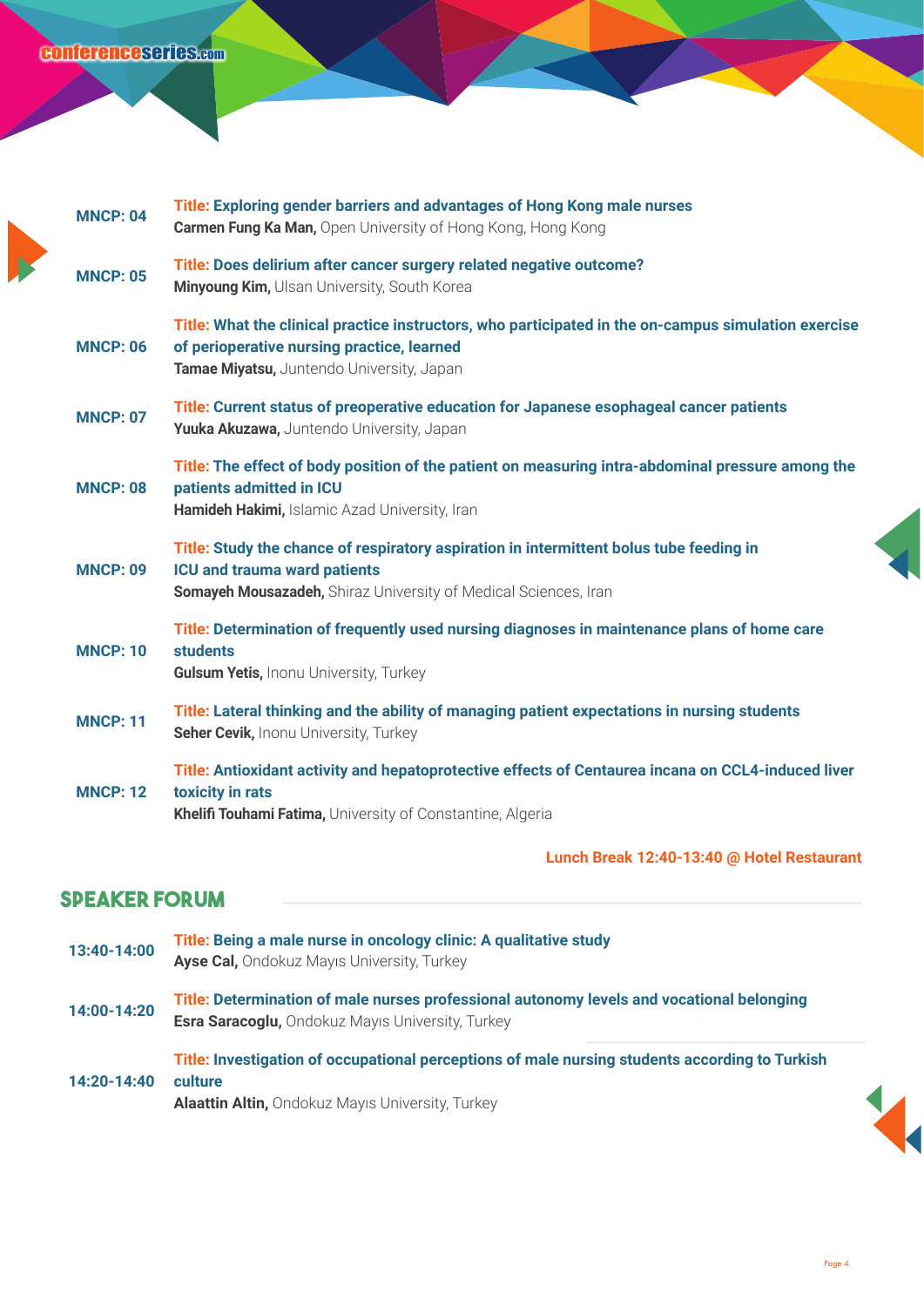**MNCP: 04**
**Title: Exploring gender barriers and advantages of Hong Kong male nurses**
**Carmen Fung Ka Man,** Open University of Hong Kong, Hong Kong

**MNCP: 05**
**Title: Does delirium after cancer surgery related negative outcome?**
**Minyoung Kim,** Ulsan University, South Korea

**MNCP: 06**
**Title: What the clinical practice instructors, who participated in the on-campus simulation exercise of perioperative nursing practice, learned**
**Tamae Miyatsu,** Juntendo University, Japan

**MNCP: 07**
**Title: Current status of preoperative education for Japanese esophageal cancer patients**
**Yuuka Akuzawa,** Juntendo University, Japan

**MNCP: 08**
**Title: The effect of body position of the patient on measuring intra-abdominal pressure among the patients admitted in ICU**
**Hamideh Hakimi,** Islamic Azad University, Iran

**MNCP: 09**
**Title: Study the chance of respiratory aspiration in intermittent bolus tube feeding in ICU and trauma ward patients**
**Somayeh Mousazadeh,** Shiraz University of Medical Sciences, Iran

**MNCP: 10**
**Title: Determination of frequently used nursing diagnoses in maintenance plans of home care students**
**Gulsum Yetis,** Inonu University, Turkey

**MNCP: 11**
**Title: Lateral thinking and the ability of managing patient expectations in nursing students**
**Seher Cevik,** Inonu University, Turkey

**MNCP: 12**
**Title: Antioxidant activity and hepatoprotective effects of Centaurea incana on CCL4-induced liver toxicity in rats**
**Khelifi Touhami Fatima,** University of Constantine, Algeria

**Lunch Break 12:40-13:40 @ Hotel Restaurant**

## SPEAKER FORUM

**13:40-14:00**
**Title: Being a male nurse in oncology clinic: A qualitative study**
**Ayse Cal,** Ondokuz Mayıs University, Turkey

**14:00-14:20**
**Title: Determination of male nurses professional autonomy levels and vocational belonging**
**Esra Saracoglu,** Ondokuz Mayıs University, Turkey

**14:20-14:40**
**Title: Investigation of occupational perceptions of male nursing students according to Turkish culture**
**Alaattin Altin,** Ondokuz Mayıs University, Turkey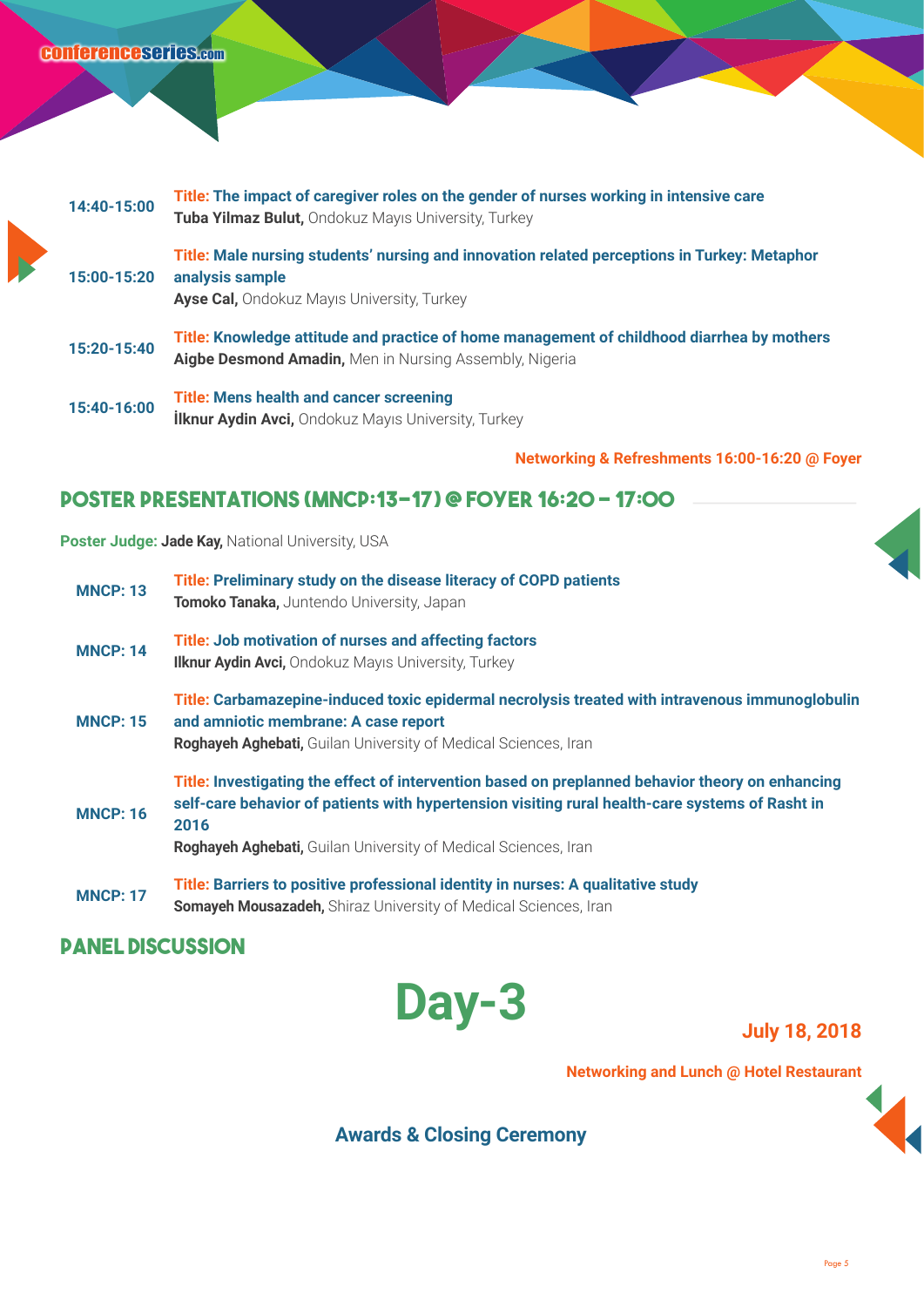| | |
|---|---|
| **14:40-15:00** | **Title: The impact of caregiver roles on the gender of nurses working in intensive care**<br>**Tuba Yilmaz Bulut,** Ondokuz Mayıs University, Turkey |
| **15:00-15:20** | **Title: Male nursing students' nursing and innovation related perceptions in Turkey: Metaphor analysis sample**<br>**Ayse Cal,** Ondokuz Mayıs University, Turkey |
| **15:20-15:40** | **Title: Knowledge attitude and practice of home management of childhood diarrhea by mothers**<br>**Aigbe Desmond Amadin,** Men in Nursing Assembly, Nigeria |
| **15:40-16:00** | **Title: Mens health and cancer screening**<br>**İlknur Aydin Avci,** Ondokuz Mayıs University, Turkey |

**Networking & Refreshments 16:00-16:20 @ Foyer**

## Poster Presentations (MNCP:13-17) @ Foyer 16:20 - 17:00

**Poster Judge: Jade Kay,** National University, USA

| | |
|---|---|
| **MNCP: 13** | **Title: Preliminary study on the disease literacy of COPD patients**<br>**Tomoko Tanaka,** Juntendo University, Japan |
| **MNCP: 14** | **Title: Job motivation of nurses and affecting factors**<br>**Ilknur Aydin Avci,** Ondokuz Mayıs University, Turkey |
| **MNCP: 15** | **Title: Carbamazepine-induced toxic epidermal necrolysis treated with intravenous immunoglobulin and amniotic membrane: A case report**<br>**Roghayeh Aghebati,** Guilan University of Medical Sciences, Iran |
| **MNCP: 16** | **Title: Investigating the effect of intervention based on preplanned behavior theory on enhancing self-care behavior of patients with hypertension visiting rural health-care systems of Rasht in 2016**<br>**Roghayeh Aghebati,** Guilan University of Medical Sciences, Iran |
| **MNCP: 17** | **Title: Barriers to positive professional identity in nurses: A qualitative study**<br>**Somayeh Mousazadeh,** Shiraz University of Medical Sciences, Iran |

## Panel Discussion

# Day-3

**July 18, 2018**

**Networking and Lunch @ Hotel Restaurant**

**Awards & Closing Ceremony**